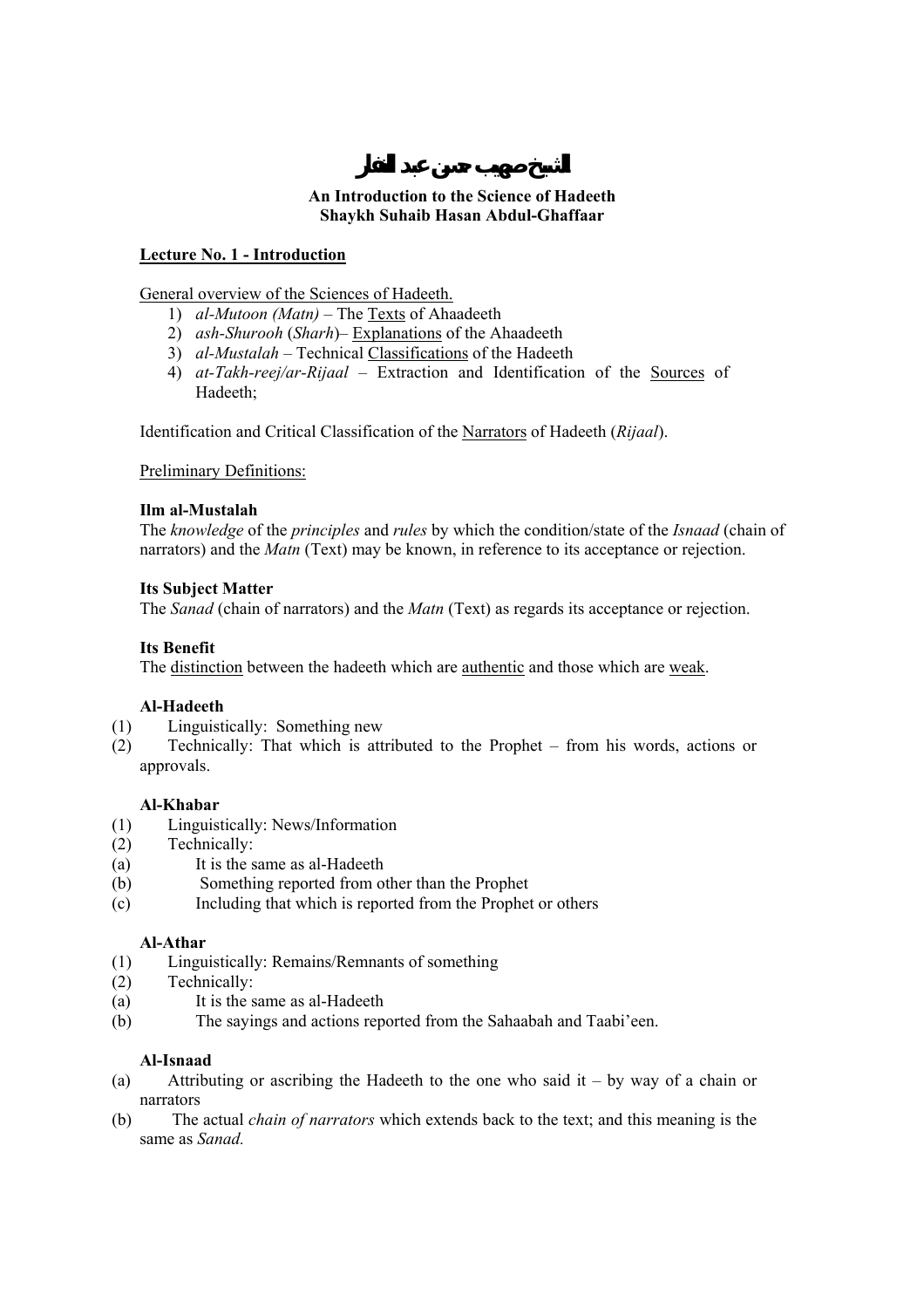# الشيخ صهيب حسن عبد الغفار

**An Introduction to the Science of Hadeeth**
**Shaykh Suhaib Hasan Abdul-Ghaffaar**

## Lecture No. 1 - Introduction

General overview of the Sciences of Hadeeth.

1) *al-Mutoon (Matn)* – The Texts of Ahaadeeth
2) *ash-Shurooh* (*Sharh*)– Explanations of the Ahaadeeth
3) *al-Mustalah* – Technical Classifications of the Hadeeth
4) *at-Takh-reej/ar-Rijaal* – Extraction and Identification of the Sources of Hadeeth;

Identification and Critical Classification of the Narrators of Hadeeth (*Rijaal*).

Preliminary Definitions:

**Ilm al-Mustalah**

The *knowledge* of the *principles* and *rules* by which the condition/state of the *Isnaad* (chain of narrators) and the *Matn* (Text) may be known, in reference to its acceptance or rejection.

**Its Subject Matter**

The *Sanad* (chain of narrators) and the *Matn* (Text) as regards its acceptance or rejection.

**Its Benefit**

The distinction between the hadeeth which are authentic and those which are weak.

**Al-Hadeeth**

(1) Linguistically: Something new
(2) Technically: That which is attributed to the Prophet – from his words, actions or approvals.

**Al-Khabar**

(1) Linguistically: News/Information
(2) Technically:
(a) It is the same as al-Hadeeth
(b) Something reported from other than the Prophet
(c) Including that which is reported from the Prophet or others

**Al-Athar**

(1) Linguistically: Remains/Remnants of something
(2) Technically:
(a) It is the same as al-Hadeeth
(b) The sayings and actions reported from the Sahaabah and Taabi'een.

**Al-Isnaad**

(a) Attributing or ascribing the Hadeeth to the one who said it – by way of a chain or narrators
(b) The actual *chain of narrators* which extends back to the text; and this meaning is the same as *Sanad.*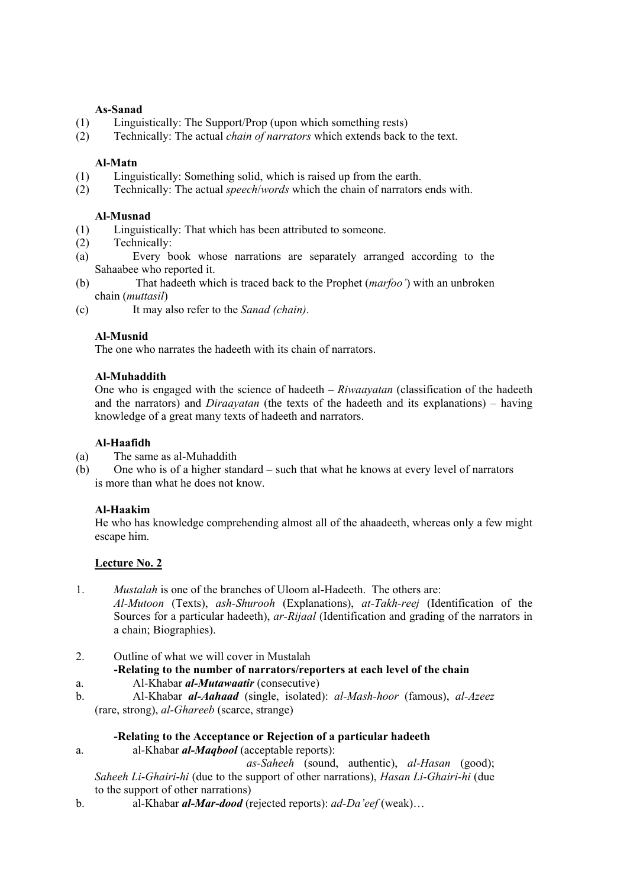**As-Sanad**

(1) Linguistically: The Support/Prop (upon which something rests)
(2) Technically: The actual *chain of narrators* which extends back to the text.

**Al-Matn**

(1) Linguistically: Something solid, which is raised up from the earth.
(2) Technically: The actual *speech/words* which the chain of narrators ends with.

**Al-Musnad**

(1) Linguistically: That which has been attributed to someone.
(2) Technically:
(a) Every book whose narrations are separately arranged according to the Sahaabee who reported it.
(b) That hadeeth which is traced back to the Prophet (*marfoo'*) with an unbroken chain (*muttasil*)
(c) It may also refer to the *Sanad (chain)*.

**Al-Musnid**

The one who narrates the hadeeth with its chain of narrators.

**Al-Muhaddith**

One who is engaged with the science of hadeeth – *Riwaayatan* (classification of the hadeeth and the narrators) and *Diraayatan* (the texts of the hadeeth and its explanations) – having knowledge of a great many texts of hadeeth and narrators.

**Al-Haafidh**

(a) The same as al-Muhaddith
(b) One who is of a higher standard – such that what he knows at every level of narrators is more than what he does not know.

**Al-Haakim**

He who has knowledge comprehending almost all of the ahaadeeth, whereas only a few might escape him.

## Lecture No. 2

1. *Mustalah* is one of the branches of Uloom al-Hadeeth. The others are: *Al-Mutoon* (Texts), *ash-Shurooh* (Explanations), *at-Takh-reej* (Identification of the Sources for a particular hadeeth), *ar-Rijaal* (Identification and grading of the narrators in a chain; Biographies).

2. Outline of what we will cover in Mustalah

**-Relating to the number of narrators/reporters at each level of the chain**

a. Al-Khabar ***al-Mutawaatir*** (consecutive)
b. Al-Khabar ***al-Aahaad*** (single, isolated): *al-Mash-hoor* (famous), *al-Azeez* (rare, strong), *al-Ghareeb* (scarce, strange)

**-Relating to the Acceptance or Rejection of a particular hadeeth**

a. al-Khabar ***al-Maqbool*** (acceptable reports): *as-Saheeh* (sound, authentic), *al-Hasan* (good); *Saheeh Li-Ghairi-hi* (due to the support of other narrations), *Hasan Li-Ghairi-hi* (due to the support of other narrations)
b. al-Khabar ***al-Mar-dood*** (rejected reports): *ad-Da'eef* (weak)…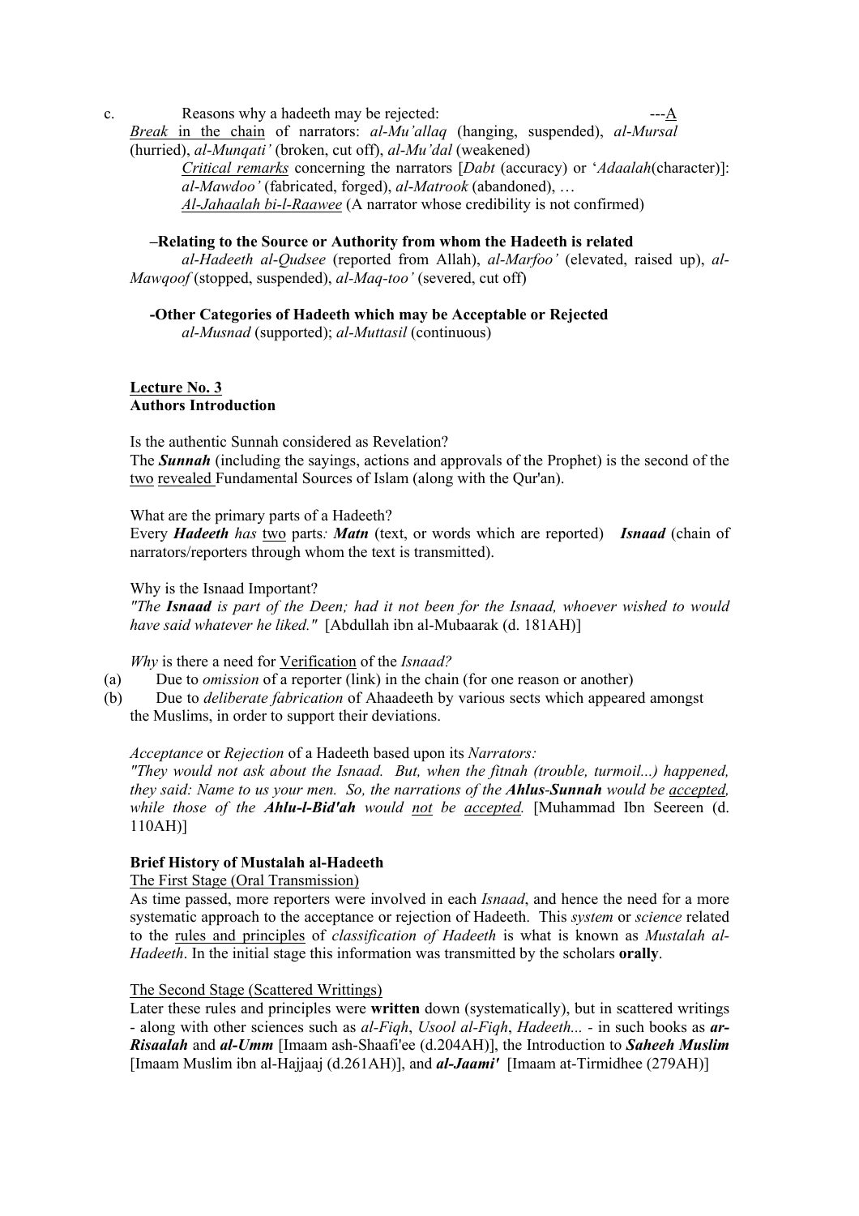c. Reasons why a hadeeth may be rejected: ---<u>A Break</u> in the chain of narrators: *al-Mu'allaq* (hanging, suspended), *al-Mursal* (hurried), *al-Munqati'* (broken, cut off), *al-Mu'dal* (weakened)

<u>Critical remarks</u> concerning the narrators [*Dabt* (accuracy) or '*Adaalah*(character)]: *al-Mawdoo'* (fabricated, forged), *al-Matrook* (abandoned), …

<u>*Al-Jahaalah bi-l-Raawee*</u> (A narrator whose credibility is not confirmed)

**–Relating to the Source or Authority from whom the Hadeeth is related**

*al-Hadeeth al-Qudsee* (reported from Allah), *al-Marfoo'* (elevated, raised up), *al-Mawqoof* (stopped, suspended), *al-Maq-too'* (severed, cut off)

**-Other Categories of Hadeeth which may be Acceptable or Rejected**

*al-Musnad* (supported); *al-Muttasil* (continuous)

## <u>Lecture No. 3</u>

### Authors Introduction

Is the authentic Sunnah considered as Revelation?

The ***Sunnah*** (including the sayings, actions and approvals of the Prophet) is the second of the <u>two</u> <u>revealed</u> Fundamental Sources of Islam (along with the Qur'an).

What are the primary parts of a Hadeeth?

Every ***Hadeeth*** *has* <u>two</u> parts*:* ***Matn*** (text, or words which are reported) ***Isnaad*** (chain of narrators/reporters through whom the text is transmitted).

Why is the Isnaad Important?

*"The **Isnaad** is part of the Deen; had it not been for the Isnaad, whoever wished to would have said whatever he liked."* [Abdullah ibn al-Mubaarak (d. 181AH)]

*Why* is there a need for <u>Verification</u> of the *Isnaad?*

(a) Due to *omission* of a reporter (link) in the chain (for one reason or another)

(b) Due to *deliberate fabrication* of Ahaadeeth by various sects which appeared amongst the Muslims, in order to support their deviations.

*Acceptance* or *Rejection* of a Hadeeth based upon its *Narrators:*

*"They would not ask about the Isnaad. But, when the fitnah (trouble, turmoil...) happened, they said: Name to us your men. So, the narrations of the **Ahlus-Sunnah** would be <u>accepted</u>, while those of the **Ahlu-l-Bid'ah** would <u>not</u> be <u>accepted</u>.* [Muhammad Ibn Seereen (d. 110AH)]

### Brief History of Mustalah al-Hadeeth

<u>The First Stage (Oral Transmission)</u>

As time passed, more reporters were involved in each *Isnaad*, and hence the need for a more systematic approach to the acceptance or rejection of Hadeeth. This *system* or *science* related to the <u>rules and principles</u> of *classification of Hadeeth* is what is known as *Mustalah al-Hadeeth*. In the initial stage this information was transmitted by the scholars **orally**.

<u>The Second Stage (Scattered Writtings)</u>

Later these rules and principles were **written** down (systematically), but in scattered writings - along with other sciences such as *al-Fiqh*, *Usool al-Fiqh*, *Hadeeth...* - in such books as ***ar-Risaalah*** and ***al-Umm*** [Imaam ash-Shaafi'ee (d.204AH)], the Introduction to ***Saheeh Muslim*** [Imaam Muslim ibn al-Hajjaaj (d.261AH)], and ***al-Jaami'*** [Imaam at-Tirmidhee (279AH)]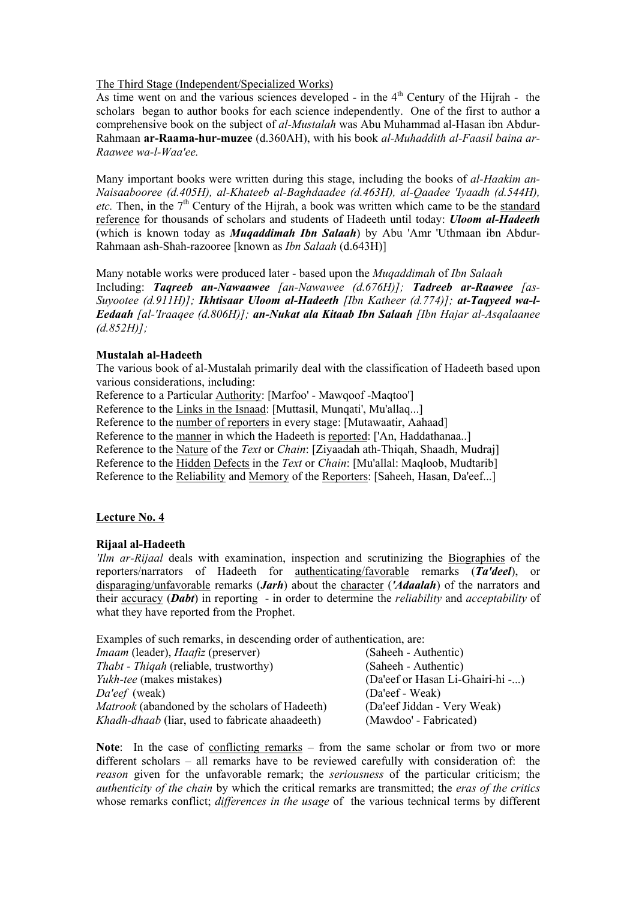<u>The Third Stage (Independent/Specialized Works)</u>

As time went on and the various sciences developed - in the 4th Century of the Hijrah - the scholars began to author books for each science independently. One of the first to author a comprehensive book on the subject of *al-Mustalah* was Abu Muhammad al-Hasan ibn Abdur-Rahmaan **ar-Raama-hur-muzee** (d.360AH), with his book *al-Muhaddith al-Faasil baina ar-Raawee wa-l-Waa'ee.*

Many important books were written during this stage, including the books of *al-Haakim an-Naisaabooree (d.405H), al-Khateeb al-Baghdaadee (d.463H), al-Qaadee 'Iyaadh (d.544H), etc.* Then, in the 7th Century of the Hijrah, a book was written which came to be the <u>standard reference</u> for thousands of scholars and students of Hadeeth until today: ***Uloom al-Hadeeth*** (which is known today as ***Muqaddimah Ibn Salaah***) by Abu 'Amr 'Uthmaan ibn Abdur-Rahmaan ash-Shah-razooree [known as *Ibn Salaah* (d.643H)]

Many notable works were produced later - based upon the *Muqaddimah* of *Ibn Salaah*
Including: ***Taqreeb an-Nawaawee*** *[an-Nawawee (d.676H)];* ***Tadreeb ar-Raawee*** *[as-Suyootee (d.911H)];* ***Ikhtisaar Uloom al-Hadeeth*** *[Ibn Katheer (d.774)];* ***at-Taqyeed wa-l-Eedaah*** *[al-'Iraaqee (d.806H)];* ***an-Nukat ala Kitaab Ibn Salaah*** *[Ibn Hajar al-Asqalaanee (d.852H)];*

**Mustalah al-Hadeeth**

The various book of al-Mustalah primarily deal with the classification of Hadeeth based upon various considerations, including:
Reference to a Particular <u>Authority</u>: [Marfoo' - Mawqoof -Maqtoo']
Reference to the <u>Links in the Isnaad</u>: [Muttasil, Munqati', Mu'allaq...]
Reference to the <u>number of reporters</u> in every stage: [Mutawaatir, Aahaad]
Reference to the <u>manner</u> in which the Hadeeth is <u>reported</u>: ['An, Haddathanaa..]
Reference to the <u>Nature</u> of the *Text* or *Chain*: [Ziyaadah ath-Thiqah, Shaadh, Mudraj]
Reference to the <u>Hidden</u> <u>Defects</u> in the *Text* or *Chain*: [Mu'allal: Maqloob, Mudtarib]
Reference to the <u>Reliability</u> and <u>Memory</u> of the <u>Reporters</u>: [Saheeh, Hasan, Da'eef...]

## <u>Lecture No. 4</u>

**Rijaal al-Hadeeth**

*'Ilm ar-Rijaal* deals with examination, inspection and scrutinizing the <u>Biographies</u> of the reporters/narrators of Hadeeth for <u>authenticating/favorable</u> remarks (***Ta'deel***), or <u>disparaging/unfavorable</u> remarks (***Jarh***) about the <u>character</u> (***'Adaalah***) of the narrators and their <u>accuracy</u> (***Dabt***) in reporting - in order to determine the *reliability* and *acceptability* of what they have reported from the Prophet.

Examples of such remarks, in descending order of authentication, are:

| | |
|---|---|
| *Imaam* (leader), *Haafiz* (preserver) | (Saheeh - Authentic) |
| *Thabt* - *Thiqah* (reliable, trustworthy) | (Saheeh - Authentic) |
| *Yukh-tee* (makes mistakes) | (Da'eef or Hasan Li-Ghairi-hi -...) |
| *Da'eef* (weak) | (Da'eef - Weak) |
| *Matrook* (abandoned by the scholars of Hadeeth) | (Da'eef Jiddan - Very Weak) |
| *Khadh-dhaab* (liar, used to fabricate ahaadeeth) | (Mawdoo' - Fabricated) |

**Note**: In the case of <u>conflicting remarks</u> – from the same scholar or from two or more different scholars – all remarks have to be reviewed carefully with consideration of: the *reason* given for the unfavorable remark; the *seriousness* of the particular criticism; the *authenticity of the chain* by which the critical remarks are transmitted; the *eras of the critics* whose remarks conflict; *differences in the usage* of the various technical terms by different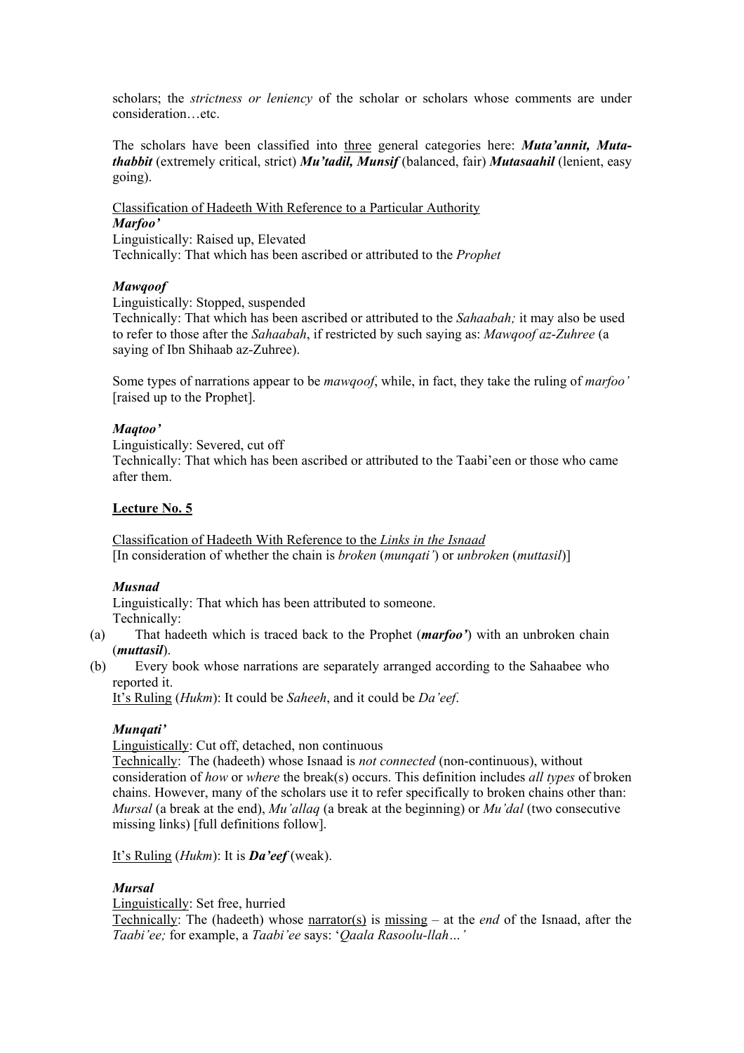scholars; the *strictness or leniency* of the scholar or scholars whose comments are under consideration…etc.

The scholars have been classified into <u>three</u> general categories here: ***Muta'annit, Muta-thabbit*** (extremely critical, strict) ***Mu'tadil, Munsif*** (balanced, fair) ***Mutasaahil*** (lenient, easy going).

<u>Classification of Hadeeth With Reference to a Particular Authority</u>

***Marfoo'***

Linguistically: Raised up, Elevated

Technically: That which has been ascribed or attributed to the *Prophet*

***Mawqoof***

Linguistically: Stopped, suspended

Technically: That which has been ascribed or attributed to the *Sahaabah;* it may also be used to refer to those after the *Sahaabah*, if restricted by such saying as: *Mawqoof az-Zuhree* (a saying of Ibn Shihaab az-Zuhree).

Some types of narrations appear to be *mawqoof*, while, in fact, they take the ruling of *marfoo'* [raised up to the Prophet].

***Maqtoo'***

Linguistically: Severed, cut off

Technically: That which has been ascribed or attributed to the Taabi'een or those who came after them.

## <u>Lecture No. 5</u>

<u>Classification of Hadeeth With Reference to the *Links in the Isnaad*</u>

[In consideration of whether the chain is *broken* (*munqati'*) or *unbroken* (*muttasil*)]

***Musnad***

Linguistically: That which has been attributed to someone.

Technically:

(a) That hadeeth which is traced back to the Prophet (***marfoo'***) with an unbroken chain (***muttasil***).

(b) Every book whose narrations are separately arranged according to the Sahaabee who reported it.

<u>It's Ruling</u> (*Hukm*): It could be *Saheeh*, and it could be *Da'eef*.

***Munqati'***

<u>Linguistically</u>: Cut off, detached, non continuous

<u>Technically</u>: The (hadeeth) whose Isnaad is *not connected* (non-continuous), without consideration of *how* or *where* the break(s) occurs. This definition includes *all types* of broken chains. However, many of the scholars use it to refer specifically to broken chains other than: *Mursal* (a break at the end), *Mu'allaq* (a break at the beginning) or *Mu'dal* (two consecutive missing links) [full definitions follow].

<u>It's Ruling</u> (*Hukm*): It is ***Da'eef*** (weak).

***Mursal***

<u>Linguistically</u>: Set free, hurried

<u>Technically</u>: The (hadeeth) whose <u>narrator(s)</u> is <u>missing</u> – at the *end* of the Isnaad, after the *Taabi'ee;* for example, a *Taabi'ee* says: '*Qaala Rasoolu-llah…'*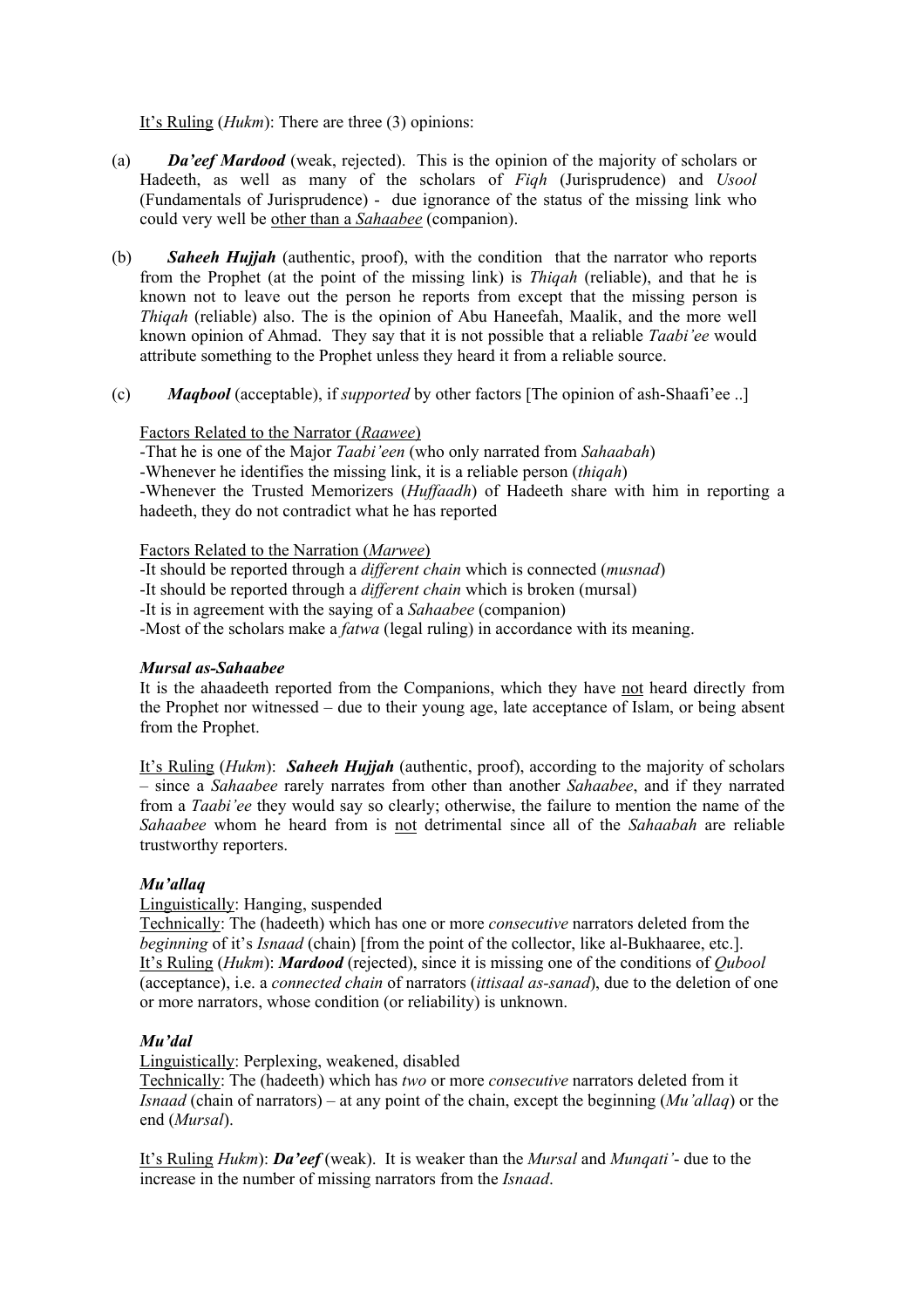It's Ruling (*Hukm*): There are three (3) opinions:

(a) ***Da'eef Mardood*** (weak, rejected). This is the opinion of the majority of scholars or Hadeeth, as well as many of the scholars of *Fiqh* (Jurisprudence) and *Usool* (Fundamentals of Jurisprudence) - due ignorance of the status of the missing link who could very well be other than a *Sahaabee* (companion).

(b) ***Saheeh Hujjah*** (authentic, proof), with the condition that the narrator who reports from the Prophet (at the point of the missing link) is *Thiqah* (reliable), and that he is known not to leave out the person he reports from except that the missing person is *Thiqah* (reliable) also. The is the opinion of Abu Haneefah, Maalik, and the more well known opinion of Ahmad. They say that it is not possible that a reliable *Taabi'ee* would attribute something to the Prophet unless they heard it from a reliable source.

(c) ***Maqbool*** (acceptable), if *supported* by other factors [The opinion of ash-Shaafi'ee ..]

Factors Related to the Narrator (*Raawee*)
-That he is one of the Major *Taabi'een* (who only narrated from *Sahaabah*)
-Whenever he identifies the missing link, it is a reliable person (*thiqah*)
-Whenever the Trusted Memorizers (*Huffaadh*) of Hadeeth share with him in reporting a hadeeth, they do not contradict what he has reported

Factors Related to the Narration (*Marwee*)
-It should be reported through a *different chain* which is connected (*musnad*)
-It should be reported through a *different chain* which is broken (mursal)
-It is in agreement with the saying of a *Sahaabee* (companion)
-Most of the scholars make a *fatwa* (legal ruling) in accordance with its meaning.

***Mursal as-Sahaabee***

It is the ahaadeeth reported from the Companions, which they have not heard directly from the Prophet nor witnessed – due to their young age, late acceptance of Islam, or being absent from the Prophet.

It's Ruling (*Hukm*): ***Saheeh Hujjah*** (authentic, proof), according to the majority of scholars – since a *Sahaabee* rarely narrates from other than another *Sahaabee*, and if they narrated from a *Taabi'ee* they would say so clearly; otherwise, the failure to mention the name of the *Sahaabee* whom he heard from is not detrimental since all of the *Sahaabah* are reliable trustworthy reporters.

***Mu'allaq***

Linguistically: Hanging, suspended
Technically: The (hadeeth) which has one or more *consecutive* narrators deleted from the *beginning* of it's *Isnaad* (chain) [from the point of the collector, like al-Bukhaaree, etc.].
It's Ruling (*Hukm*): ***Mardood*** (rejected), since it is missing one of the conditions of *Qubool* (acceptance), i.e. a *connected chain* of narrators (*ittisaal as-sanad*), due to the deletion of one or more narrators, whose condition (or reliability) is unknown.

***Mu'dal***

Linguistically: Perplexing, weakened, disabled
Technically: The (hadeeth) which has *two* or more *consecutive* narrators deleted from it *Isnaad* (chain of narrators) – at any point of the chain, except the beginning (*Mu'allaq*) or the end (*Mursal*).

It's Ruling *Hukm*): ***Da'eef*** (weak). It is weaker than the *Mursal* and *Munqati'*- due to the increase in the number of missing narrators from the *Isnaad*.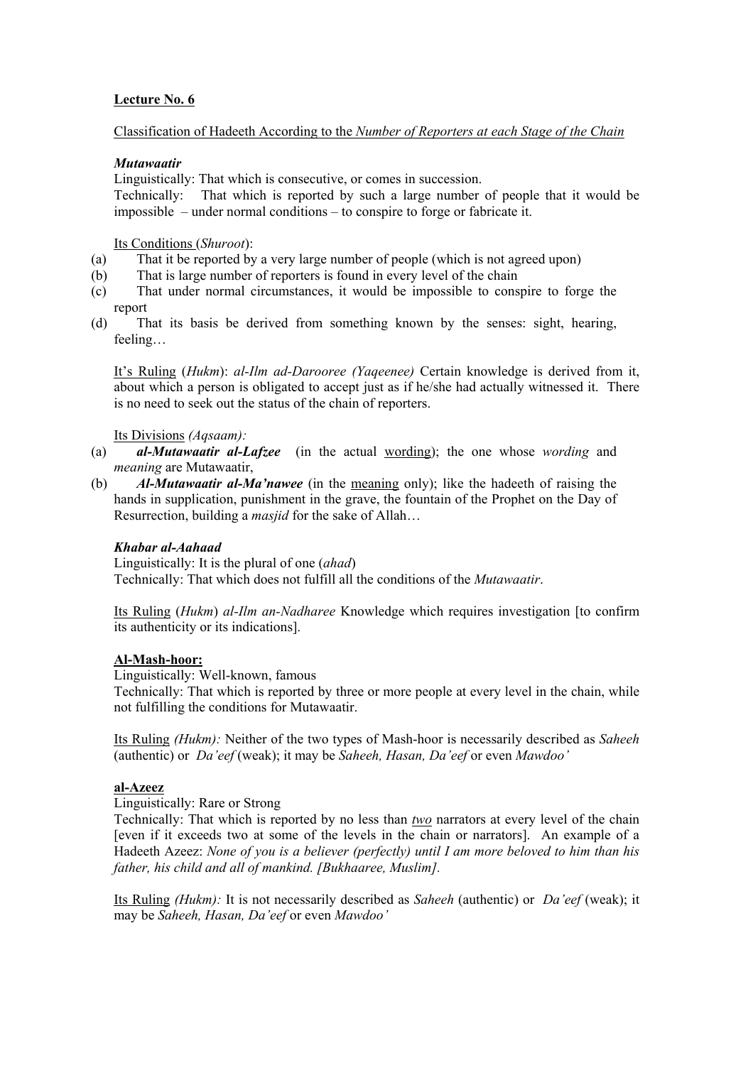**Lecture No. 6**

Classification of Hadeeth According to the *Number of Reporters at each Stage of the Chain*

***Mutawaatir***

Linguistically: That which is consecutive, or comes in succession.
Technically: That which is reported by such a large number of people that it would be impossible – under normal conditions – to conspire to forge or fabricate it.

Its Conditions (*Shuroot*):

(a) That it be reported by a very large number of people (which is not agreed upon)
(b) That is large number of reporters is found in every level of the chain
(c) That under normal circumstances, it would be impossible to conspire to forge the report
(d) That its basis be derived from something known by the senses: sight, hearing, feeling…

It's Ruling (*Hukm*): *al-Ilm ad-Darooree (Yaqeenee)* Certain knowledge is derived from it, about which a person is obligated to accept just as if he/she had actually witnessed it. There is no need to seek out the status of the chain of reporters.

Its Divisions *(Aqsaam):*

(a) ***al-Mutawaatir al-Lafzee*** (in the actual wording); the one whose *wording* and *meaning* are Mutawaatir,
(b) ***Al-Mutawaatir al-Ma'nawee*** (in the meaning only); like the hadeeth of raising the hands in supplication, punishment in the grave, the fountain of the Prophet on the Day of Resurrection, building a *masjid* for the sake of Allah…

***Khabar al-Aahaad***

Linguistically: It is the plural of one (*ahad*)
Technically: That which does not fulfill all the conditions of the *Mutawaatir*.

Its Ruling (*Hukm*) *al-Ilm an-Nadharee* Knowledge which requires investigation [to confirm its authenticity or its indications].

**Al-Mash-hoor:**

Linguistically: Well-known, famous
Technically: That which is reported by three or more people at every level in the chain, while not fulfilling the conditions for Mutawaatir.

Its Ruling *(Hukm):* Neither of the two types of Mash-hoor is necessarily described as *Saheeh* (authentic) or *Da'eef* (weak); it may be *Saheeh, Hasan, Da'eef* or even *Mawdoo'*

**al-Azeez**

Linguistically: Rare or Strong
Technically: That which is reported by no less than *two* narrators at every level of the chain [even if it exceeds two at some of the levels in the chain or narrators]. An example of a Hadeeth Azeez: *None of you is a believer (perfectly) until I am more beloved to him than his father, his child and all of mankind. [Bukhaaree, Muslim].*

Its Ruling *(Hukm):* It is not necessarily described as *Saheeh* (authentic) or *Da'eef* (weak); it may be *Saheeh, Hasan, Da'eef* or even *Mawdoo'*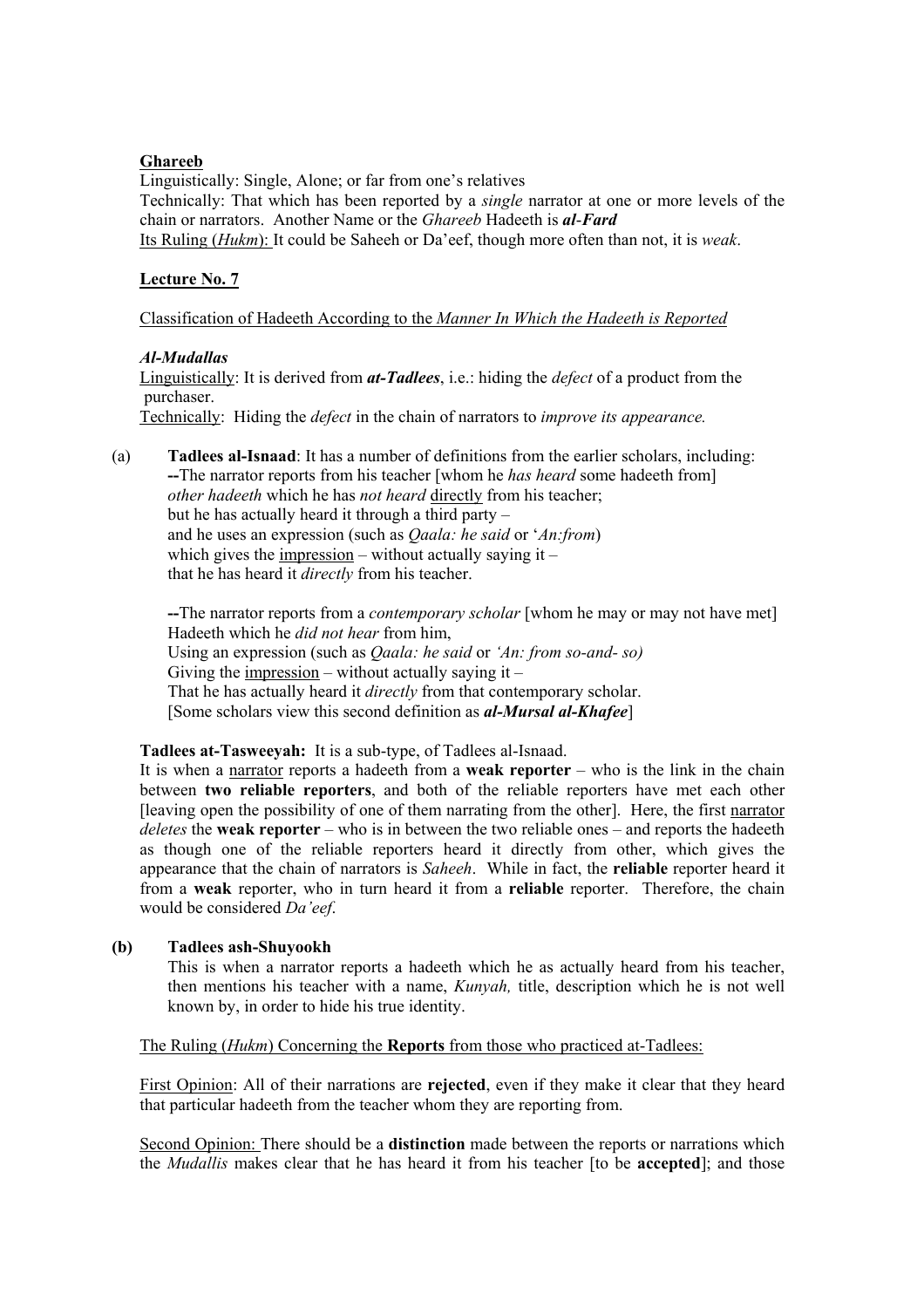**Ghareeb**

Linguistically: Single, Alone; or far from one's relatives

Technically: That which has been reported by a *single* narrator at one or more levels of the chain or narrators. Another Name or the *Ghareeb* Hadeeth is ***al-Fard***

Its Ruling (*Hukm*): It could be Saheeh or Da'eef, though more often than not, it is *weak*.

**Lecture No. 7**

Classification of Hadeeth According to the *Manner In Which the Hadeeth is Reported*

***Al-Mudallas***

Linguistically: It is derived from ***at-Tadlees***, i.e.: hiding the *defect* of a product from the purchaser.

Technically: Hiding the *defect* in the chain of narrators to *improve its appearance.*

(a) **Tadlees al-Isnaad**: It has a number of definitions from the earlier scholars, including:

**--**The narrator reports from his teacher [whom he *has heard* some hadeeth from] *other hadeeth* which he has *not heard* directly from his teacher;
but he has actually heard it through a third party –
and he uses an expression (such as *Qaala: he said* or '*An:from*)
which gives the impression – without actually saying it –
that he has heard it *directly* from his teacher.

**--**The narrator reports from a *contemporary scholar* [whom he may or may not have met]
Hadeeth which he *did not hear* from him,
Using an expression (such as *Qaala: he said* or *'An: from so-and- so)*
Giving the impression – without actually saying it –
That he has actually heard it *directly* from that contemporary scholar.
[Some scholars view this second definition as ***al-Mursal al-Khafee***]

**Tadlees at-Tasweeyah:** It is a sub-type, of Tadlees al-Isnaad.

It is when a narrator reports a hadeeth from a **weak reporter** – who is the link in the chain between **two reliable reporters**, and both of the reliable reporters have met each other [leaving open the possibility of one of them narrating from the other]. Here, the first narrator *deletes* the **weak reporter** – who is in between the two reliable ones – and reports the hadeeth as though one of the reliable reporters heard it directly from other, which gives the appearance that the chain of narrators is *Saheeh*. While in fact, the **reliable** reporter heard it from a **weak** reporter, who in turn heard it from a **reliable** reporter. Therefore, the chain would be considered *Da'eef*.

**(b) Tadlees ash-Shuyookh**

This is when a narrator reports a hadeeth which he as actually heard from his teacher, then mentions his teacher with a name, *Kunyah,* title, description which he is not well known by, in order to hide his true identity.

The Ruling (*Hukm*) Concerning the **Reports** from those who practiced at-Tadlees:

First Opinion: All of their narrations are **rejected**, even if they make it clear that they heard that particular hadeeth from the teacher whom they are reporting from.

Second Opinion: There should be a **distinction** made between the reports or narrations which the *Mudallis* makes clear that he has heard it from his teacher [to be **accepted**]; and those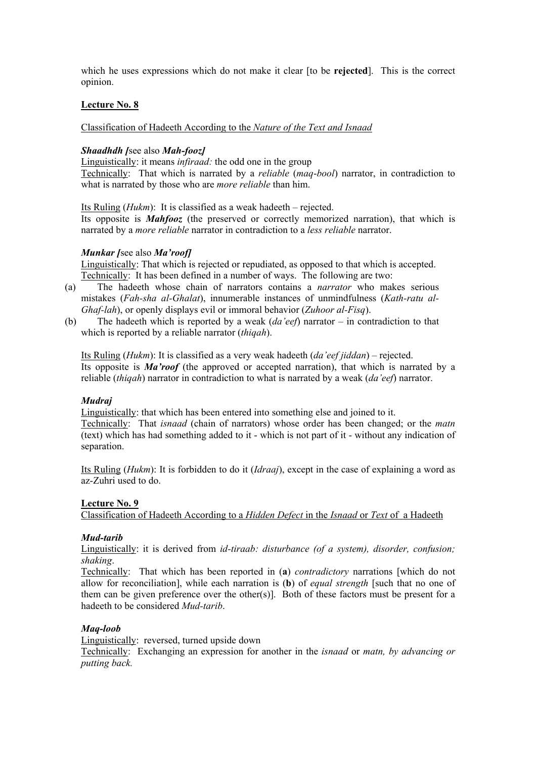which he uses expressions which do not make it clear [to be **rejected**]. This is the correct opinion.

## Lecture No. 8

Classification of Hadeeth According to the *Nature of the Text and Isnaad*

### ***Shaadhdh [***see also ***Mah-fooz]***

Linguistically: it means *infiraad:* the odd one in the group

Technically: That which is narrated by a *reliable* (*maq-bool*) narrator, in contradiction to what is narrated by those who are *more reliable* than him.

Its Ruling (*Hukm*): It is classified as a weak hadeeth – rejected.

Its opposite is ***Mahfooz*** (the preserved or correctly memorized narration), that which is narrated by a *more reliable* narrator in contradiction to a *less reliable* narrator.

### ***Munkar [***see also ***Ma'roof]***

Linguistically: That which is rejected or repudiated, as opposed to that which is accepted.

Technically: It has been defined in a number of ways. The following are two:

(a) The hadeeth whose chain of narrators contains a *narrator* who makes serious mistakes (*Fah-sha al-Ghalat*), innumerable instances of unmindfulness (*Kath-ratu al-Ghaf-lah*), or openly displays evil or immoral behavior (*Zuhoor al-Fisq*).

(b) The hadeeth which is reported by a weak (*da'eef*) narrator – in contradiction to that which is reported by a reliable narrator (*thiqah*).

Its Ruling (*Hukm*): It is classified as a very weak hadeeth (*da'eef jiddan*) – rejected.

Its opposite is ***Ma'roof*** (the approved or accepted narration), that which is narrated by a reliable (*thiqah*) narrator in contradiction to what is narrated by a weak (*da'eef*) narrator.

### ***Mudraj***

Linguistically: that which has been entered into something else and joined to it.

Technically: That *isnaad* (chain of narrators) whose order has been changed; or the *matn* (text) which has had something added to it - which is not part of it - without any indication of separation.

Its Ruling (*Hukm*): It is forbidden to do it (*Idraaj*), except in the case of explaining a word as az-Zuhri used to do.

## Lecture No. 9

Classification of Hadeeth According to a *Hidden Defect* in the *Isnaad* or *Text* of a Hadeeth

### ***Mud-tarib***

Linguistically: it is derived from *id-tiraab: disturbance (of a system), disorder, confusion; shaking*.

Technically: That which has been reported in (**a**) *contradictory* narrations [which do not allow for reconciliation], while each narration is (**b**) of *equal strength* [such that no one of them can be given preference over the other(s)]. Both of these factors must be present for a hadeeth to be considered *Mud-tarib*.

### ***Maq-loob***

Linguistically: reversed, turned upside down

Technically: Exchanging an expression for another in the *isnaad* or *matn, by advancing or putting back.*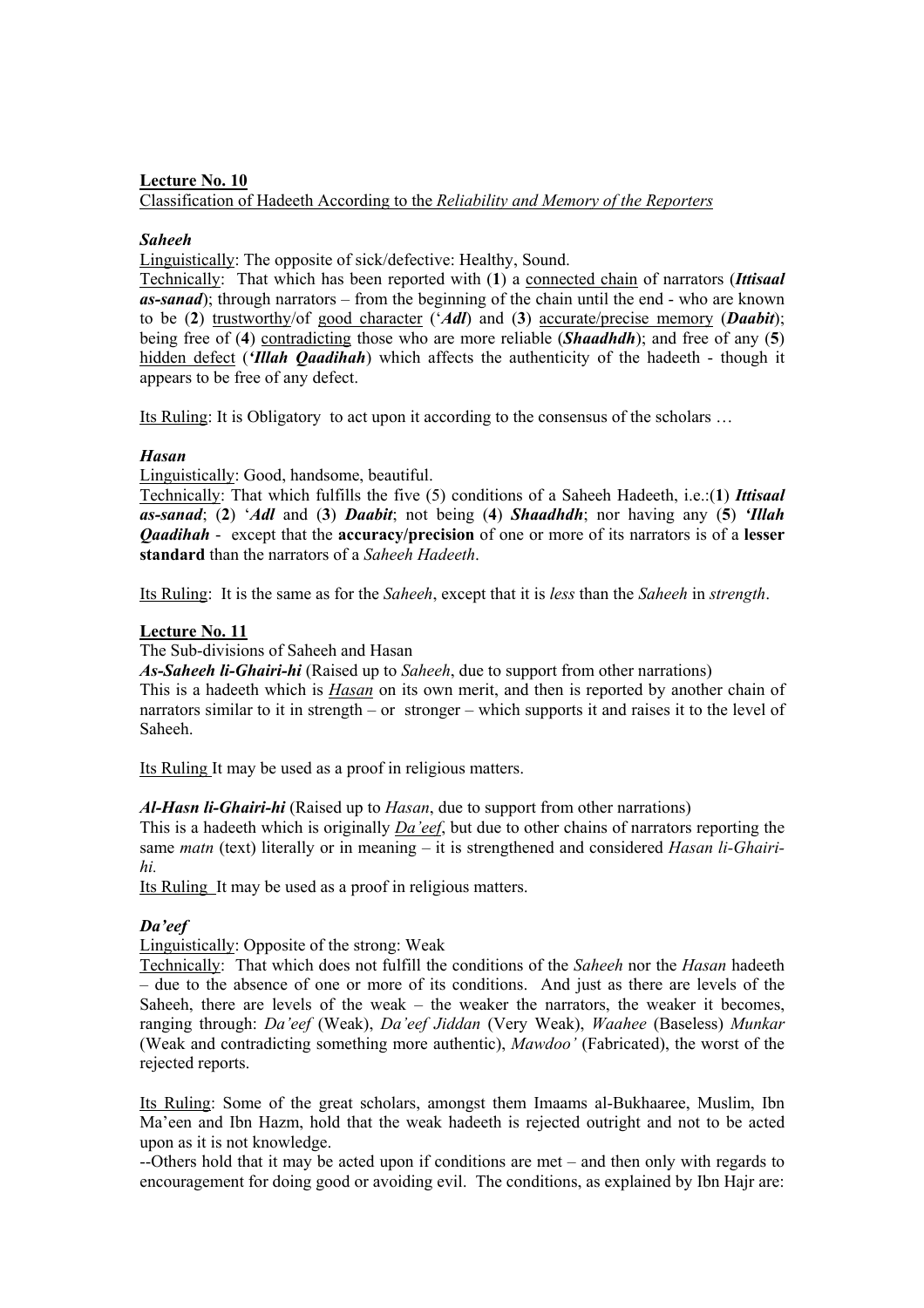**Lecture No. 10**

Classification of Hadeeth According to the *Reliability and Memory of the Reporters*

***Saheeh***

Linguistically: The opposite of sick/defective: Healthy, Sound.

Technically: That which has been reported with (**1**) a connected chain of narrators (***Ittisaal as-sanad***); through narrators – from the beginning of the chain until the end - who are known to be (**2**) trustworthy/of good character (‘***Adl***) and (**3**) accurate/precise memory (***Daabit***); being free of (**4**) contradicting those who are more reliable (***Shaadhdh***); and free of any (**5**) hidden defect (***‘Illah Qaadihah***) which affects the authenticity of the hadeeth - though it appears to be free of any defect.

Its Ruling: It is Obligatory to act upon it according to the consensus of the scholars …

***Hasan***

Linguistically: Good, handsome, beautiful.

Technically: That which fulfills the five (5) conditions of a Saheeh Hadeeth, i.e.:(**1**) ***Ittisaal as-sanad***; (**2**) ‘***Adl*** and (**3**) ***Daabit***; not being (**4**) ***Shaadhdh***; nor having any (**5**) ***‘Illah Qaadihah*** - except that the **accuracy/precision** of one or more of its narrators is of a **lesser standard** than the narrators of a *Saheeh Hadeeth*.

Its Ruling: It is the same as for the *Saheeh*, except that it is *less* than the *Saheeh* in *strength*.

**Lecture No. 11**

The Sub-divisions of Saheeh and Hasan

***As-Saheeh li-Ghairi-hi*** (Raised up to *Saheeh*, due to support from other narrations)

This is a hadeeth which is ***Hasan*** on its own merit, and then is reported by another chain of narrators similar to it in strength – or stronger – which supports it and raises it to the level of Saheeh.

Its Ruling It may be used as a proof in religious matters.

***Al-Hasn li-Ghairi-hi*** (Raised up to *Hasan*, due to support from other narrations)

This is a hadeeth which is originally *Da’eef*, but due to other chains of narrators reporting the same *matn* (text) literally or in meaning – it is strengthened and considered *Hasan li-Ghairi-hi.*

Its Ruling It may be used as a proof in religious matters.

***Da’eef***

Linguistically: Opposite of the strong: Weak

Technically: That which does not fulfill the conditions of the *Saheeh* nor the *Hasan* hadeeth – due to the absence of one or more of its conditions. And just as there are levels of the Saheeh, there are levels of the weak – the weaker the narrators, the weaker it becomes, ranging through: *Da’eef* (Weak), *Da’eef Jiddan* (Very Weak), *Waahee* (Baseless) *Munkar* (Weak and contradicting something more authentic), *Mawdoo’* (Fabricated), the worst of the rejected reports.

Its Ruling: Some of the great scholars, amongst them Imaams al-Bukhaaree, Muslim, Ibn Ma’een and Ibn Hazm, hold that the weak hadeeth is rejected outright and not to be acted upon as it is not knowledge.

--Others hold that it may be acted upon if conditions are met – and then only with regards to encouragement for doing good or avoiding evil. The conditions, as explained by Ibn Hajr are: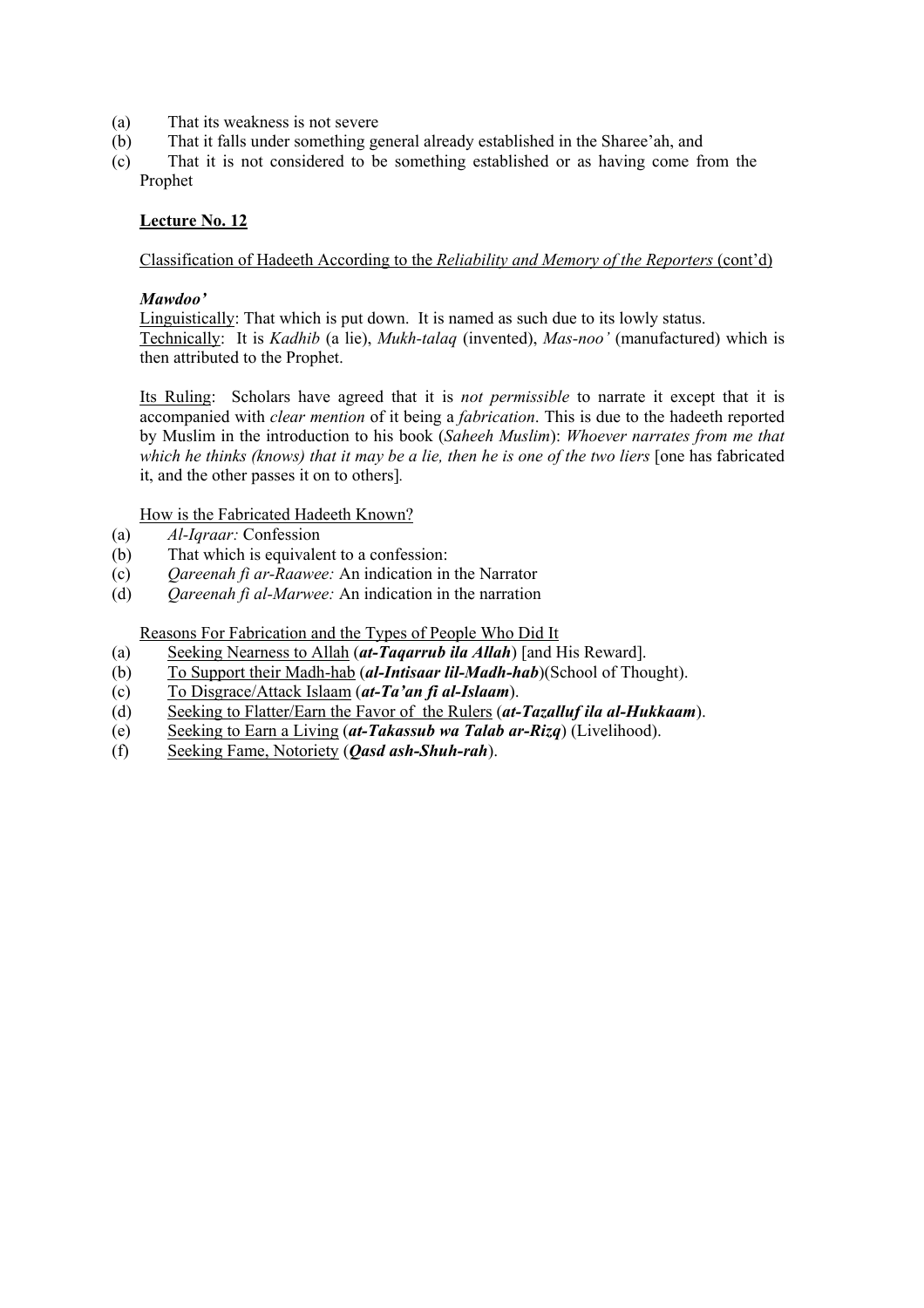(a) That its weakness is not severe
(b) That it falls under something general already established in the Sharee'ah, and
(c) That it is not considered to be something established or as having come from the Prophet

## Lecture No. 12

Classification of Hadeeth According to the *Reliability and Memory of the Reporters* (cont'd)

***Mawdoo'***

Linguistically: That which is put down. It is named as such due to its lowly status.
Technically: It is *Kadhib* (a lie), *Mukh-talaq* (invented), *Mas-noo'* (manufactured) which is then attributed to the Prophet.

Its Ruling: Scholars have agreed that it is *not permissible* to narrate it except that it is accompanied with *clear mention* of it being a *fabrication*. This is due to the hadeeth reported by Muslim in the introduction to his book (*Saheeh Muslim*): *Whoever narrates from me that which he thinks (knows) that it may be a lie, then he is one of the two liers* [one has fabricated it, and the other passes it on to others].

How is the Fabricated Hadeeth Known?

(a) *Al-Iqraar:* Confession
(b) That which is equivalent to a confession:
(c) *Qareenah fi ar-Raawee:* An indication in the Narrator
(d) *Qareenah fi al-Marwee:* An indication in the narration

Reasons For Fabrication and the Types of People Who Did It

(a) Seeking Nearness to Allah (***at-Taqarrub ila Allah***) [and His Reward].
(b) To Support their Madh-hab (***al-Intisaar lil-Madh-hab***)(School of Thought).
(c) To Disgrace/Attack Islaam (***at-Ta'an fi al-Islaam***).
(d) Seeking to Flatter/Earn the Favor of the Rulers (***at-Tazalluf ila al-Hukkaam***).
(e) Seeking to Earn a Living (***at-Takassub wa Talab ar-Rizq***) (Livelihood).
(f) Seeking Fame, Notoriety (***Qasd ash-Shuh-rah***).